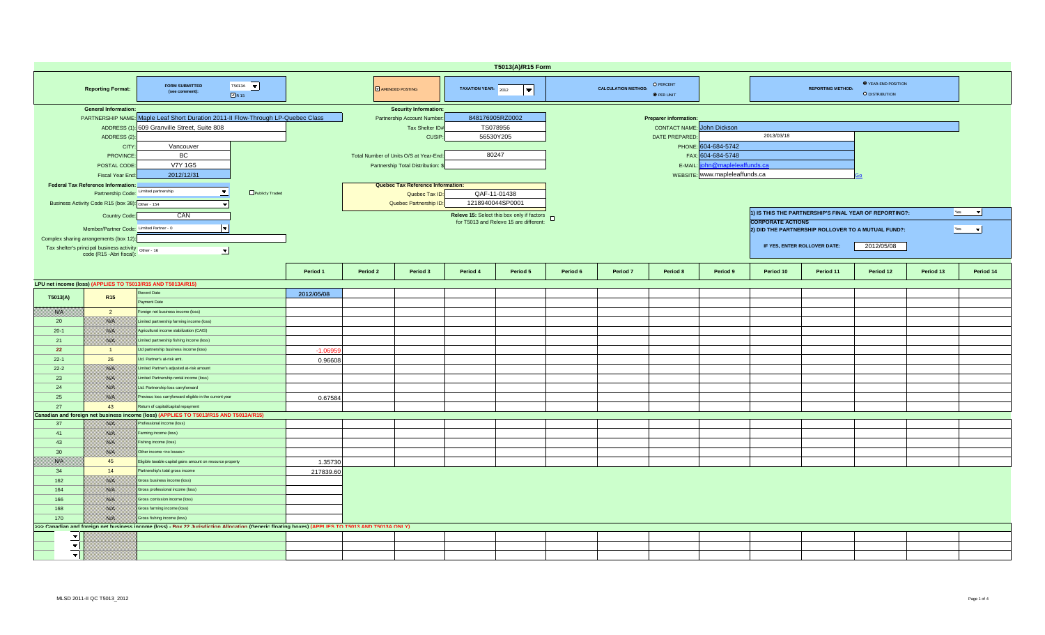# T5013(A)/R15 Form

**Reporting Format:** FORM SUBMITTED (see comment): T5013A ☑ R 15

☑ AMENDED POSTING

**TAXATION YEAR:** 2012

**CALCULATION METHOD:** ○ PERCENT ◉ PER UNIT

**REPORTING METHOD:** ◉ YEAR-END POSITION ○ DISTRIBUTION

**General Information:**

| | |
|---|---|
| PARTNERSHIP NAME: | Maple Leaf Short Duration 2011-II Flow-Through LP-Quebec Class |
| ADDRESS (1): | 609 Granville Street, Suite 808 |
| ADDRESS (2): | |
| CITY: | Vancouver |
| PROVINCE: | BC |
| POSTAL CODE: | V7Y 1G5 |
| Fiscal Year End: | 2012/12/31 |

**Security Information:**

| | |
|---|---|
| Partnership Account Number: | 848176905RZ0002 |
| Tax Shelter ID# | TS078956 |
| CUSIP: | 56530Y205 |
| Total Number of Units O/S at Year-End: | 80247 |
| Partnership Total Distribution: $ | |

**Preparer information:**

| | |
|---|---|
| CONTACT NAME: | John Dickson |
| DATE PREPARED: | 2013/03/18 |
| PHONE: | 604-684-5742 |
| FAX: | 604-684-5748 |
| E-MAIL: | john@mapleleaffunds.ca |
| WEBSITE: | www.mapleleaffunds.ca |

**Federal Tax Reference Information:**

| | |
|---|---|
| Partnership Code: | Limited partnership ☐ Publicly Traded |
| Business Activity Code R15 (box 38): | Other - 154 |
| Country Code: | CAN |
| Member/Partner Code: | Limited Partner - 0 |
| Complex sharing arrangements (box 12): | |
| Tax shelter's principal business activity code (R15 -Abri fiscal): | Other - 16 |

**Quebec Tax Reference Information:**

| | |
|---|---|
| Quebec Tax ID: | QAF-11-01438 |
| Quebec Partnership ID: | 1218940044SP0001 |

Releve 15: Select this box only if factors for T5013 and Releve 15 are different: ☐

1) IS THIS THE PARTNERSHIP'S FINAL YEAR OF REPORTING?: Yes

**CORPORATE ACTIONS**

2) DID THE PARTNERSHIP ROLLOVER TO A MUTUAL FUND?: Yes

IF YES, ENTER ROLLOVER DATE: 2012/05/08

| T5013(A) | R15 | | Period 1 | Period 2 | Period 3 | Period 4 | Period 5 | Period 6 | Period 7 | Period 8 | Period 9 | Period 10 | Period 11 | Period 12 | Period 13 | Period 14 |
|---|---|---|---|---|---|---|---|---|---|---|---|---|---|---|---|---|
| **LPU net income (loss) (APPLIES TO T5013/R15 AND T5013A/R15)** | | | | | | | | | | | | | | | | |
| | | Record Date | 2012/05/08 | | | | | | | | | | | | | |
| | | Payment Date | | | | | | | | | | | | | | |
| N/A | 2 | Foreign net business income (loss) | | | | | | | | | | | | | | |
| 20 | N/A | Limited partnership farming income (loss) | | | | | | | | | | | | | | |
| 20-1 | N/A | Agricultural income stabilization (CAIS) | | | | | | | | | | | | | | |
| 21 | N/A | Limited partnership fishing income (loss) | | | | | | | | | | | | | | |
| 22 | 1 | Ltd partnership business income (loss) | -1.06959 | | | | | | | | | | | | | |
| 22-1 | 26 | Ltd. Partner's at-risk amt. | 0.96608 | | | | | | | | | | | | | |
| 22-2 | N/A | Limited Partner's adjusted at-risk amount | | | | | | | | | | | | | | |
| 23 | N/A | Limited Partnership rental income (loss) | | | | | | | | | | | | | | |
| 24 | N/A | Ltd. Partnership loss carryforward | | | | | | | | | | | | | | |
| 25 | N/A | Previous loss carryforward eligible in the current year | 0.67584 | | | | | | | | | | | | | |
| 27 | 43 | Return of capital/capital repayment | | | | | | | | | | | | | | |
| **Canadian and foreign net business income (loss) (APPLIES TO T5013/R15 AND T5013A/R15)** | | | | | | | | | | | | | | | | |
| 37 | N/A | Professional income (loss) | | | | | | | | | | | | | | |
| 41 | N/A | Farming income (loss) | | | | | | | | | | | | | | |
| 43 | N/A | Fishing income (loss) | | | | | | | | | | | | | | |
| 30 | N/A | Other income <no losses> | | | | | | | | | | | | | | |
| N/A | 45 | Eligible taxable capital gains amount on resource property | 1.35730 | | | | | | | | | | | | | |
| 34 | 14 | Partnership's total gross income | 217839.60 | | | | | | | | | | | | | |
| 162 | N/A | Gross business income (loss) | | | | | | | | | | | | | | |
| 164 | N/A | Gross professional income (loss) | | | | | | | | | | | | | | |
| 166 | N/A | Gross comission income (loss) | | | | | | | | | | | | | | |
| 168 | N/A | Gross farming income (loss) | | | | | | | | | | | | | | |
| 170 | N/A | Gross fishing income (loss) | | | | | | | | | | | | | | |
| **>>> Canadian and foreign net business income (loss) - Box 22 Jurisdiction Allocation (Generic floating boxes) (APPLIES TO T5013 AND T5013A ONLY)** | | | | | | | | | | | | | | | | |
| | | | | | | | | | | | | | | | | |
| | | | | | | | | | | | | | | | | |
| | | | | | | | | | | | | | | | | |

MLSD 2011-II QC T5013_2012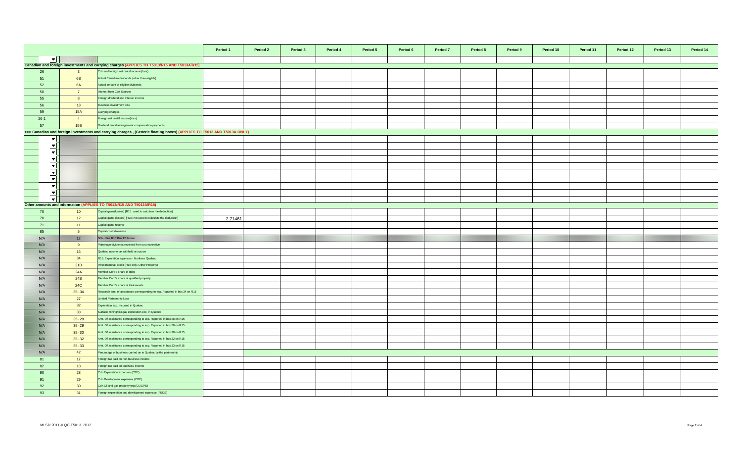| | | | Period 1 | Period 2 | Period 3 | Period 4 | Period 5 | Period 6 | Period 7 | Period 8 | Period 9 | Period 10 | Period 11 | Period 12 | Period 13 | Period 14 |
|---|---|---|---|---|---|---|---|---|---|---|---|---|---|---|---|---|
| | | | | | | | | | | | | | | | | |
| **Canadian and foreign investments and carrying charges (APPLIES TO T5013/R15 AND T5013A/R15)** | | | | | | | | | | | | | | | | |
| 26 | 3 | Cdn and foreign net rental income (loss) | | | | | | | | | | | | | | |
| 51 | 6B | Actual Canadian dividends (other than eligible) | | | | | | | | | | | | | | |
| 52 | 6A | Actual amount of eligible dividends | | | | | | | | | | | | | | |
| 50 | 7 | Interest from Cdn Sources | | | | | | | | | | | | | | |
| 55 | 8 | Foreign dividend and interest income | | | | | | | | | | | | | | |
| 56 | 13 | Business investment loss | | | | | | | | | | | | | | |
| 59 | 15A | Carrying charges | | | | | | | | | | | | | | |
| 26-1 | 4 | Foreign net rental income(loss) | | | | | | | | | | | | | | |
| 57 | 15B | Dividend rental arrangement compensation payments | | | | | | | | | | | | | | |
| **>>> Canadian and foreign investments and carrying charges , (Generic floating boxes) (APPLIES TO T5013 AND T5013A ONLY)** | | | | | | | | | | | | | | | | |
| | | | | | | | | | | | | | | | | |
| | | | | | | | | | | | | | | | | |
| | | | | | | | | | | | | | | | | |
| | | | | | | | | | | | | | | | | |
| | | | | | | | | | | | | | | | | |
| | | | | | | | | | | | | | | | | |
| | | | | | | | | | | | | | | | | |
| | | | | | | | | | | | | | | | | |
| | | | | | | | | | | | | | | | | |
| | | | | | | | | | | | | | | | | |
| **Other amounts and information (APPLIES TO T5013/R15 AND T5013A/R15)** | | | | | | | | | | | | | | | | |
| 70 | 10 | Capital gains(losses) [R15: used to calculate the deduction] | | | | | | | | | | | | | | |
| 70 | 12 | Capital gains (losses) [R15: not used to calculate the deduction] | 2.71461 | | | | | | | | | | | | | |
| 71 | 11 | Capital gains reserve | | | | | | | | | | | | | | |
| 85 | 5 | Capital cost allowance | | | | | | | | | | | | | | |
| N/A | N/A | N/A - See R15 Box 12 Above | | | | | | | | | | | | | | |
| N/A | 9 | Patronage dividends received from a co-operative | | | | | | | | | | | | | | |
| N/A | 16 | Quebec income tax withheld at source | | | | | | | | | | | | | | |
| N/A | 34 | R15: Exploration expenses - Northern Quebec | | | | | | | | | | | | | | |
| N/A | 21B | Investment tax credit (R15 only: Other Property) | | | | | | | | | | | | | | |
| N/A | 24A | Member Corp's share of debt | | | | | | | | | | | | | | |
| N/A | 24B | Member Corp's share of qualified property | | | | | | | | | | | | | | |
| N/A | 24C | Member Corp's share of total assets | | | | | | | | | | | | | | |
| N/A | 35- 34 | Research amt. of assistance corresponding to exp. Reported in box 34 on R15 | | | | | | | | | | | | | | |
| N/A | 27 | Limited Partnership Loss | | | | | | | | | | | | | | |
| N/A | 32 | Exploration exp. Incurred in Quebec | | | | | | | | | | | | | | |
| N/A | 33 | Surface mining/oil&gas exploration exp. in Quebec | | | | | | | | | | | | | | |
| N/A | 35- 28 | Amt. Of assistance corresponding to exp. Reported in box 28 on R15 | | | | | | | | | | | | | | |
| N/A | 35- 29 | Amt. Of assistance corresponding to exp. Reported in box 29 on R15 | | | | | | | | | | | | | | |
| N/A | 35- 30 | Amt. Of assistance corresponding to exp. Reported in box 30 on R15 | | | | | | | | | | | | | | |
| N/A | 35- 32 | Amt. Of assistance corresponding to exp. Reported in box 32 on R15 | | | | | | | | | | | | | | |
| N/A | 35- 33 | Amt. Of assistance corresponding to exp. Reported in box 33 on R15 | | | | | | | | | | | | | | |
| N/A | 42 | Percentage of business carried on in Quebec by the partnership | | | | | | | | | | | | | | |
| 81 | 17 | Foreign tax paid on non business income | | | | | | | | | | | | | | |
| 82 | 18 | Foreign tax paid on business income | | | | | | | | | | | | | | |
| 90 | 28 | Cdn Exploration expenses (CEE) | | | | | | | | | | | | | | |
| 91 | 29 | Cdn Development expenses (CDE) | | | | | | | | | | | | | | |
| 92 | 30 | Cdn Oil and gas property exp.(COGPE) | | | | | | | | | | | | | | |
| 93 | 31 | Foreign exploration and development expenses (FEDE) | | | | | | | | | | | | | | |

MLSD 2011-II QC T5013_2012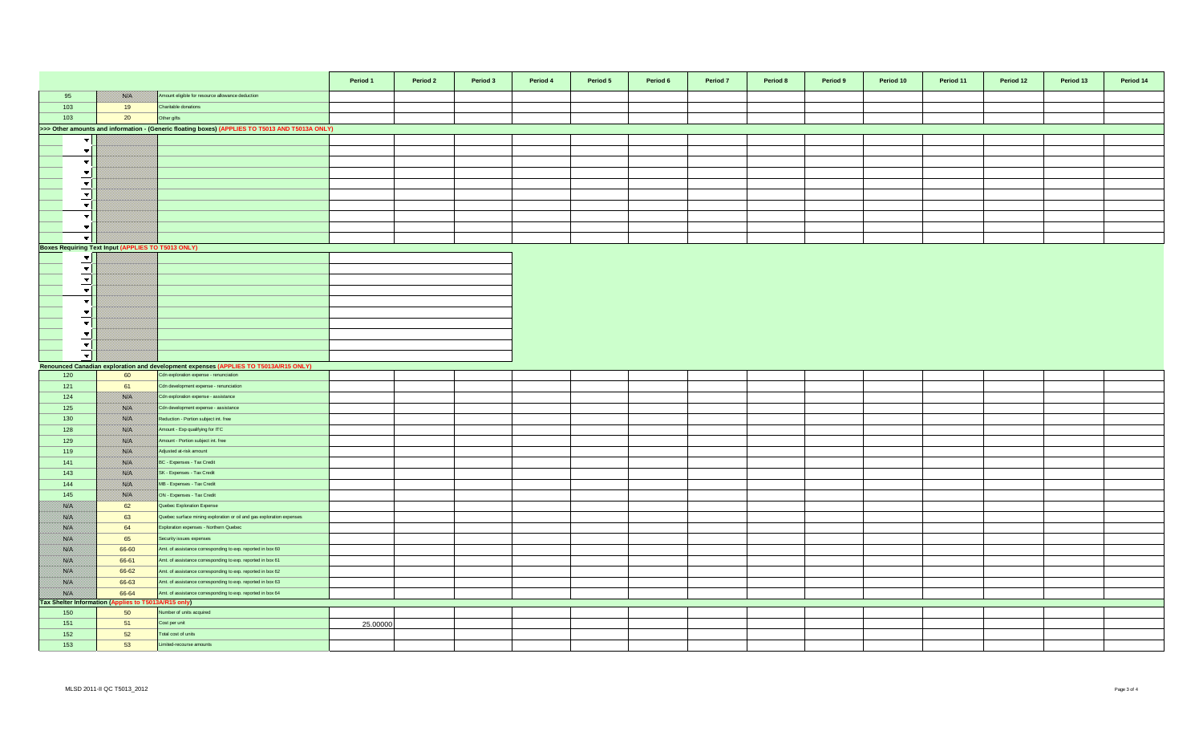| | | | Period 1 | Period 2 | Period 3 | Period 4 | Period 5 | Period 6 | Period 7 | Period 8 | Period 9 | Period 10 | Period 11 | Period 12 | Period 13 | Period 14 |
|---|---|---|---|---|---|---|---|---|---|---|---|---|---|---|---|---|
| 95 | N/A | Amount eligible for resource allowance deduction | | | | | | | | | | | | | | |
| 103 | 19 | Charitable donations | | | | | | | | | | | | | | |
| 103 | 20 | Other gifts | | | | | | | | | | | | | | |
| >>> Other amounts and information - (Generic floating boxes) (APPLIES TO T5013 AND T5013A ONLY) | | | | | | | | | | | | | | | | |
| | | | | | | | | | | | | | | | | |
| | | | | | | | | | | | | | | | | |
| | | | | | | | | | | | | | | | | |
| | | | | | | | | | | | | | | | | |
| | | | | | | | | | | | | | | | | |
| | | | | | | | | | | | | | | | | |
| | | | | | | | | | | | | | | | | |
| | | | | | | | | | | | | | | | | |
| | | | | | | | | | | | | | | | | |
| | | | | | | | | | | | | | | | | |
| Boxes Requiring Text Input (APPLIES TO T5013 ONLY) | | | | | | | | | | | | | | | | |
| | | | | | | | | | | | | | | | | |
| | | | | | | | | | | | | | | | | |
| | | | | | | | | | | | | | | | | |
| | | | | | | | | | | | | | | | | |
| | | | | | | | | | | | | | | | | |
| | | | | | | | | | | | | | | | | |
| | | | | | | | | | | | | | | | | |
| | | | | | | | | | | | | | | | | |
| | | | | | | | | | | | | | | | | |
| | | | | | | | | | | | | | | | | |
| Renounced Canadian exploration and development expenses (APPLIES TO T5013A/R15 ONLY) | | | | | | | | | | | | | | | | |
| 120 | 60 | Cdn exploration expense - renunciation | | | | | | | | | | | | | | |
| 121 | 61 | Cdn development expense - renunciation | | | | | | | | | | | | | | |
| 124 | N/A | Cdn exploration expense - assistance | | | | | | | | | | | | | | |
| 125 | N/A | Cdn development expense - assistance | | | | | | | | | | | | | | |
| 130 | N/A | Reduction - Portion subject int. free | | | | | | | | | | | | | | |
| 128 | N/A | Amount - Exp qualifying for ITC | | | | | | | | | | | | | | |
| 129 | N/A | Amount - Portion subject int. free | | | | | | | | | | | | | | |
| 119 | N/A | Adjusted at-risk amount | | | | | | | | | | | | | | |
| 141 | N/A | BC - Expenses - Tax Credit | | | | | | | | | | | | | | |
| 143 | N/A | SK - Expenses - Tax Credit | | | | | | | | | | | | | | |
| 144 | N/A | MB - Expenses - Tax Credit | | | | | | | | | | | | | | |
| 145 | N/A | ON - Expenses - Tax Credit | | | | | | | | | | | | | | |
| N/A | 62 | Quebec Exploration Expense | | | | | | | | | | | | | | |
| N/A | 63 | Quebec surface mining exploration or oil and gas exploration expenses | | | | | | | | | | | | | | |
| N/A | 64 | Exploration expenses - Northern Quebec | | | | | | | | | | | | | | |
| N/A | 65 | Security issues expenses | | | | | | | | | | | | | | |
| N/A | 66-60 | Amt. of assistance corresponding to exp. reported in box 60 | | | | | | | | | | | | | | |
| N/A | 66-61 | Amt. of assistance corresponding to exp. reported in box 61 | | | | | | | | | | | | | | |
| N/A | 66-62 | Amt. of assistance corresponding to exp. reported in box 62 | | | | | | | | | | | | | | |
| N/A | 66-63 | Amt. of assistance corresponding to exp. reported in box 63 | | | | | | | | | | | | | | |
| N/A | 66-64 | Amt. of assistance corresponding to exp. reported in box 64 | | | | | | | | | | | | | | |
| Tax Shelter Information (Applies to T5013A/R15 only) | | | | | | | | | | | | | | | | |
| 150 | 50 | Number of units acquired | | | | | | | | | | | | | | |
| 151 | 51 | Cost per unit | 25.00000 | | | | | | | | | | | | | |
| 152 | 52 | Total cost of units | | | | | | | | | | | | | | |
| 153 | 53 | Limited-recourse amounts | | | | | | | | | | | | | | |

MLSD 2011-II QC T5013_2012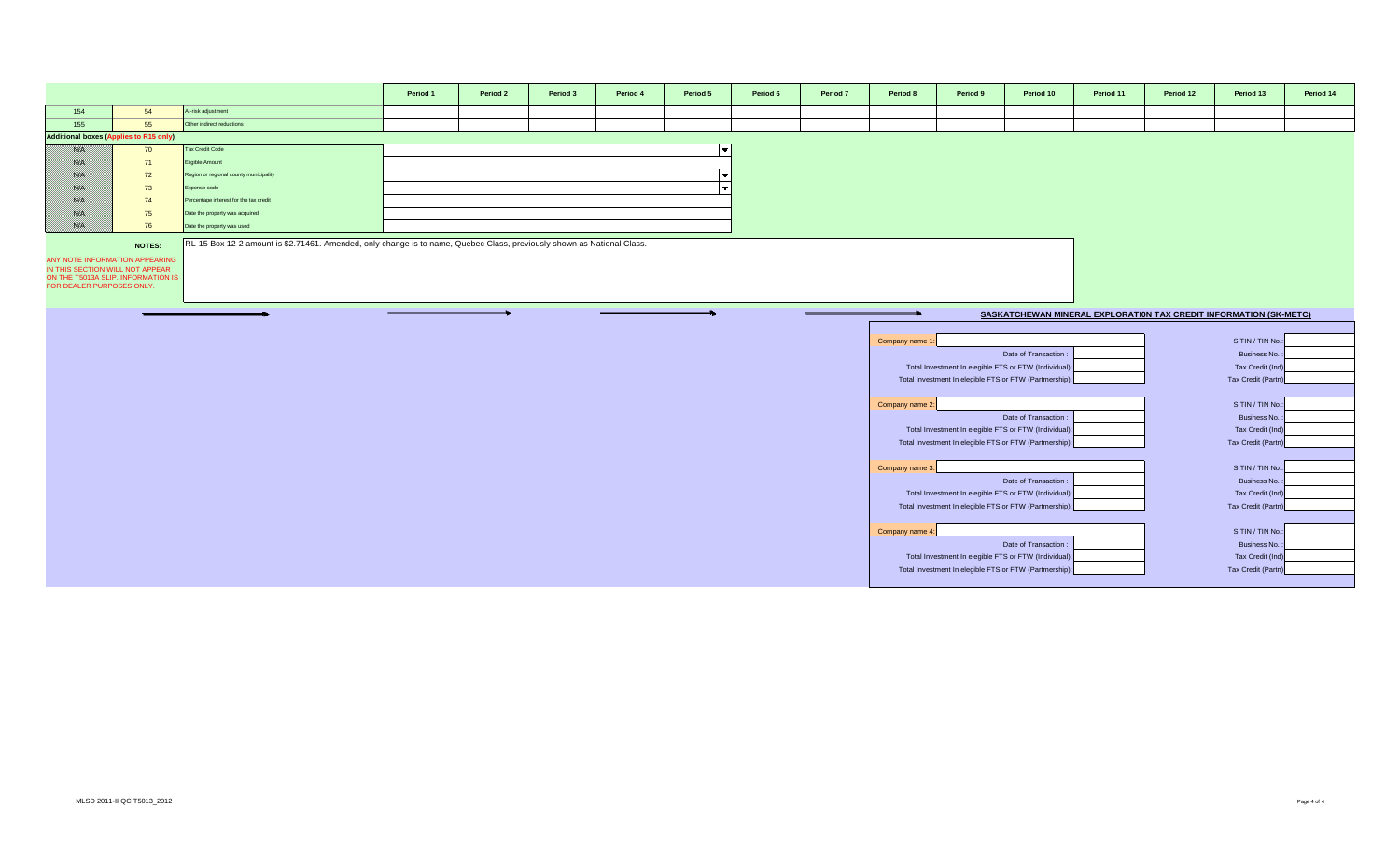| | | | Period 1 | Period 2 | Period 3 | Period 4 | Period 5 | Period 6 | Period 7 | Period 8 | Period 9 | Period 10 | Period 11 | Period 12 | Period 13 | Period 14 |
|---|---|---|---|---|---|---|---|---|---|---|---|---|---|---|---|---|
| 154 | 54 | At-risk adjustment | | | | | | | | | | | | | | |
| 155 | 55 | Other indirect reductions | | | | | | | | | | | | | | |

**Additional boxes (Applies to R15 only)**

| | | | |
|---|---|---|---|
| N/A | 70 | Tax Credit Code | |
| N/A | 71 | Eligible Amount | |
| N/A | 72 | Region or regional county municipality | |
| N/A | 73 | Expense code | |
| N/A | 74 | Percentage interest for the tax credit | |
| N/A | 75 | Date the property was acquired | |
| N/A | 76 | Date the property was used | |

**NOTES:**

ANY NOTE INFORMATION APPEARING IN THIS SECTION WILL NOT APPEAR ON THE T5013A SLIP. INFORMATION IS FOR DEALER PURPOSES ONLY.

RL-15 Box 12-2 amount is $2.71461. Amended, only change is to name, Quebec Class, previously shown as National Class.

## SASKATCHEWAN MINERAL EXPLORATION TAX CREDIT INFORMATION (SK-METC)

Company name 1:
Date of Transaction :
Total Investment In elegible FTS or FTW (Individual):
Total Investment In elegible FTS or FTW (Partmership):
SITIN / TIN No.:
Business No. :
Tax Credit (Ind)
Tax Credit (Partn)

Company name 2:
Date of Transaction :
Total Investment In elegible FTS or FTW (Individual):
Total Investment In elegible FTS or FTW (Partmership):
SITIN / TIN No.:
Business No. :
Tax Credit (Ind)
Tax Credit (Partn)

Company name 3:
Date of Transaction :
Total Investment In elegible FTS or FTW (Individual):
Total Investment In elegible FTS or FTW (Partmership):
SITIN / TIN No.:
Business No. :
Tax Credit (Ind)
Tax Credit (Partn)

Company name 4:
Date of Transaction :
Total Investment In elegible FTS or FTW (Individual):
Total Investment In elegible FTS or FTW (Partmership):
SITIN / TIN No.:
Business No. :
Tax Credit (Ind)
Tax Credit (Partn)

MLSD 2011-II QC T5013_2012